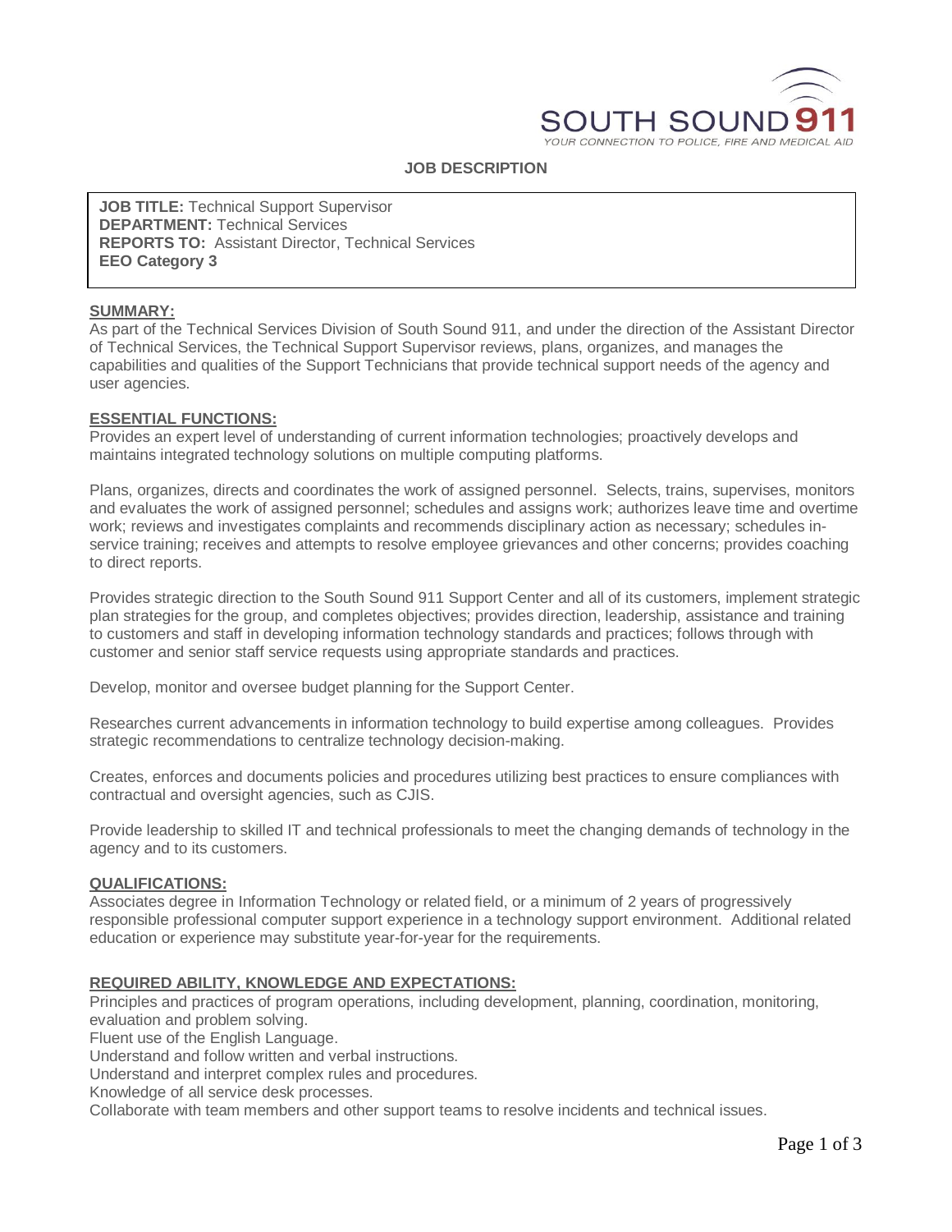SOUTH SOUND 911

YOUR CONNECTION TO POLICE, FIRE AND MEDICAL AID

# JOB DESCRIPTION

**JOB TITLE:** Technical Support Supervisor
**DEPARTMENT:** Technical Services
**REPORTS TO:** Assistant Director, Technical Services
**EEO Category 3**

## SUMMARY:

As part of the Technical Services Division of South Sound 911, and under the direction of the Assistant Director of Technical Services, the Technical Support Supervisor reviews, plans, organizes, and manages the capabilities and qualities of the Support Technicians that provide technical support needs of the agency and user agencies.

## ESSENTIAL FUNCTIONS:

Provides an expert level of understanding of current information technologies; proactively develops and maintains integrated technology solutions on multiple computing platforms.

Plans, organizes, directs and coordinates the work of assigned personnel. Selects, trains, supervises, monitors and evaluates the work of assigned personnel; schedules and assigns work; authorizes leave time and overtime work; reviews and investigates complaints and recommends disciplinary action as necessary; schedules in-service training; receives and attempts to resolve employee grievances and other concerns; provides coaching to direct reports.

Provides strategic direction to the South Sound 911 Support Center and all of its customers, implement strategic plan strategies for the group, and completes objectives; provides direction, leadership, assistance and training to customers and staff in developing information technology standards and practices; follows through with customer and senior staff service requests using appropriate standards and practices.

Develop, monitor and oversee budget planning for the Support Center.

Researches current advancements in information technology to build expertise among colleagues. Provides strategic recommendations to centralize technology decision-making.

Creates, enforces and documents policies and procedures utilizing best practices to ensure compliances with contractual and oversight agencies, such as CJIS.

Provide leadership to skilled IT and technical professionals to meet the changing demands of technology in the agency and to its customers.

## QUALIFICATIONS:

Associates degree in Information Technology or related field, or a minimum of 2 years of progressively responsible professional computer support experience in a technology support environment. Additional related education or experience may substitute year-for-year for the requirements.

## REQUIRED ABILITY, KNOWLEDGE AND EXPECTATIONS:

Principles and practices of program operations, including development, planning, coordination, monitoring, evaluation and problem solving.
Fluent use of the English Language.
Understand and follow written and verbal instructions.
Understand and interpret complex rules and procedures.
Knowledge of all service desk processes.
Collaborate with team members and other support teams to resolve incidents and technical issues.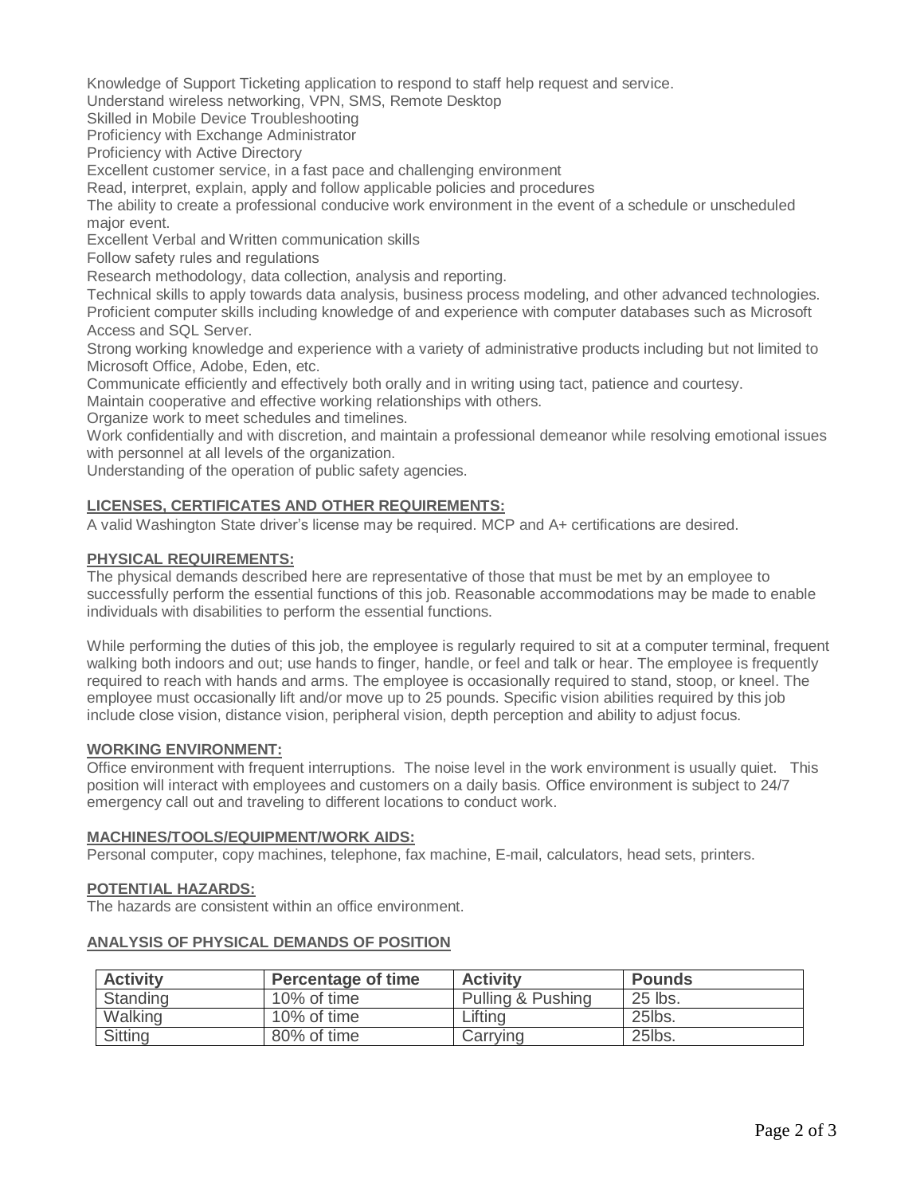Knowledge of Support Ticketing application to respond to staff help request and service.
Understand wireless networking, VPN, SMS, Remote Desktop
Skilled in Mobile Device Troubleshooting
Proficiency with Exchange Administrator
Proficiency with Active Directory
Excellent customer service, in a fast pace and challenging environment
Read, interpret, explain, apply and follow applicable policies and procedures
The ability to create a professional conducive work environment in the event of a schedule or unscheduled major event.
Excellent Verbal and Written communication skills
Follow safety rules and regulations
Research methodology, data collection, analysis and reporting.
Technical skills to apply towards data analysis, business process modeling, and other advanced technologies.
Proficient computer skills including knowledge of and experience with computer databases such as Microsoft Access and SQL Server.
Strong working knowledge and experience with a variety of administrative products including but not limited to Microsoft Office, Adobe, Eden, etc.
Communicate efficiently and effectively both orally and in writing using tact, patience and courtesy.
Maintain cooperative and effective working relationships with others.
Organize work to meet schedules and timelines.
Work confidentially and with discretion, and maintain a professional demeanor while resolving emotional issues with personnel at all levels of the organization.
Understanding of the operation of public safety agencies.

## LICENSES, CERTIFICATES AND OTHER REQUIREMENTS:

A valid Washington State driver's license may be required. MCP and A+ certifications are desired.

## PHYSICAL REQUIREMENTS:

The physical demands described here are representative of those that must be met by an employee to successfully perform the essential functions of this job. Reasonable accommodations may be made to enable individuals with disabilities to perform the essential functions.

While performing the duties of this job, the employee is regularly required to sit at a computer terminal, frequent walking both indoors and out; use hands to finger, handle, or feel and talk or hear. The employee is frequently required to reach with hands and arms. The employee is occasionally required to stand, stoop, or kneel. The employee must occasionally lift and/or move up to 25 pounds. Specific vision abilities required by this job include close vision, distance vision, peripheral vision, depth perception and ability to adjust focus.

## WORKING ENVIRONMENT:

Office environment with frequent interruptions. The noise level in the work environment is usually quiet. This position will interact with employees and customers on a daily basis. Office environment is subject to 24/7 emergency call out and traveling to different locations to conduct work.

## MACHINES/TOOLS/EQUIPMENT/WORK AIDS:

Personal computer, copy machines, telephone, fax machine, E-mail, calculators, head sets, printers.

## POTENTIAL HAZARDS:

The hazards are consistent within an office environment.

## ANALYSIS OF PHYSICAL DEMANDS OF POSITION

| Activity | Percentage of time | Activity | Pounds |
|---|---|---|---|
| Standing | 10% of time | Pulling & Pushing | 25 lbs. |
| Walking | 10% of time | Lifting | 25lbs. |
| Sitting | 80% of time | Carrying | 25lbs. |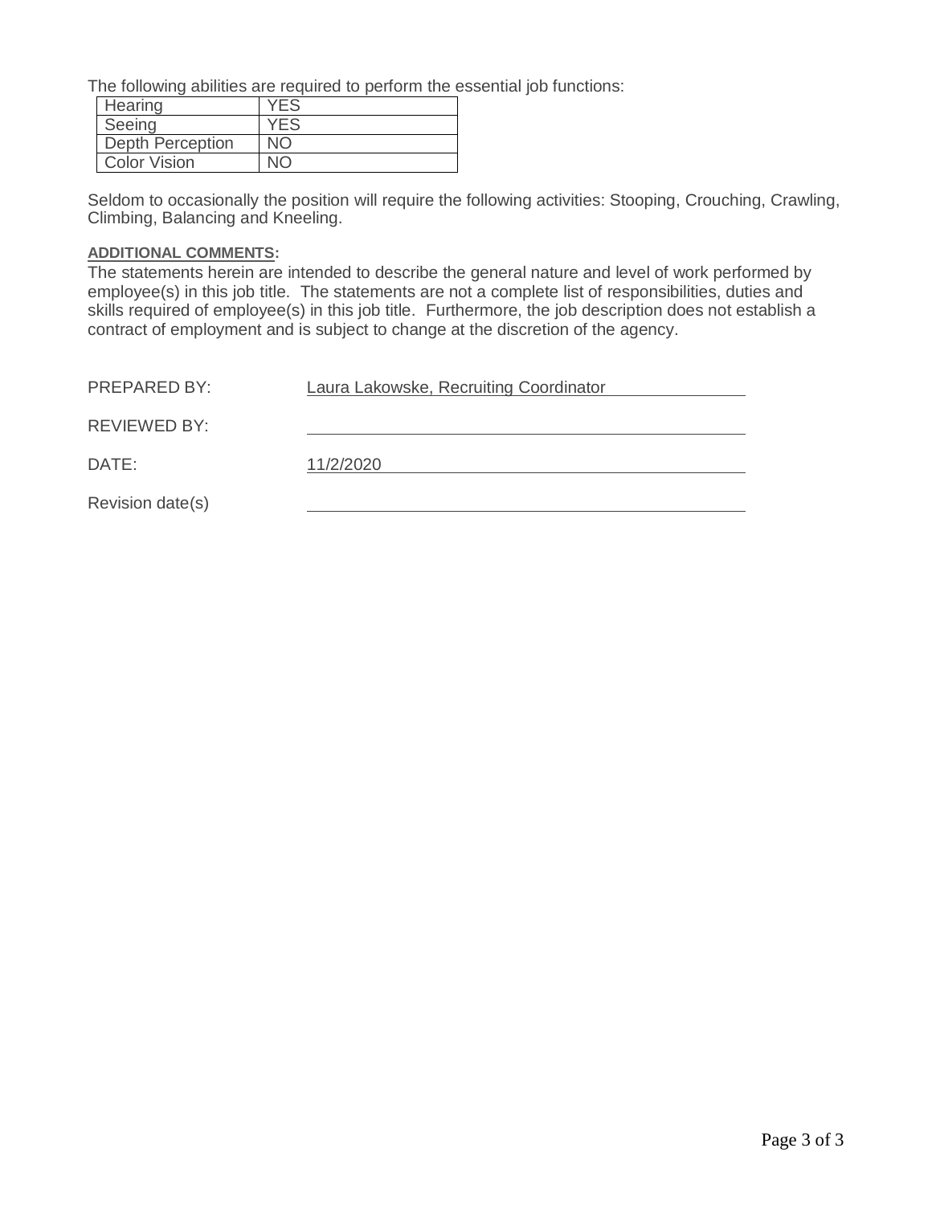The following abilities are required to perform the essential job functions:

| | |
|---|---|
| Hearing | YES |
| Seeing | YES |
| Depth Perception | NO |
| Color Vision | NO |

Seldom to occasionally the position will require the following activities: Stooping, Crouching, Crawling, Climbing, Balancing and Kneeling.

**ADDITIONAL COMMENTS:**
The statements herein are intended to describe the general nature and level of work performed by employee(s) in this job title. The statements are not a complete list of responsibilities, duties and skills required of employee(s) in this job title. Furthermore, the job description does not establish a contract of employment and is subject to change at the discretion of the agency.

PREPARED BY: Laura Lakowske, Recruiting Coordinator

REVIEWED BY: ______________________

DATE: 11/2/2020

Revision date(s) ______________________